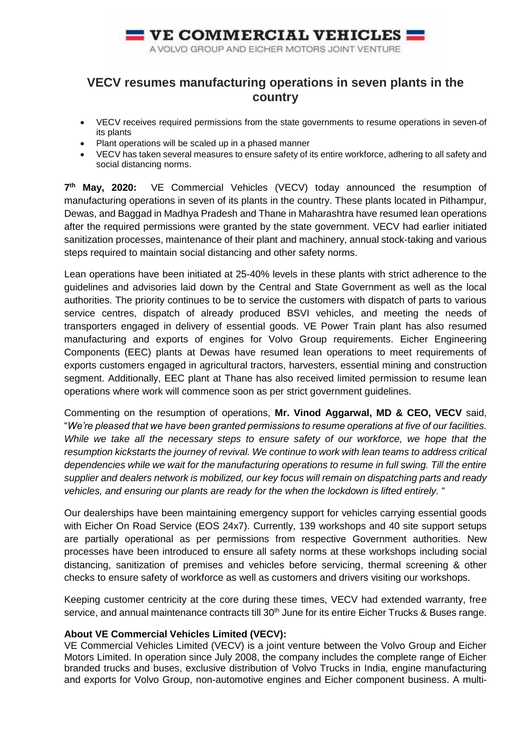**VE COMMERCIAL VEHICLES**

A VOLVO GROUP AND EICHER MOTORS JOINT VENTURE

# VECV resumes manufacturing operations in seven plants in the country

- VECV receives required permissions from the state governments to resume operations in seven of its plants
- Plant operations will be scaled up in a phased manner
- VECV has taken several measures to ensure safety of its entire workforce, adhering to all safety and social distancing norms.

**7th May, 2020:** VE Commercial Vehicles (VECV) today announced the resumption of manufacturing operations in seven of its plants in the country. These plants located in Pithampur, Dewas, and Baggad in Madhya Pradesh and Thane in Maharashtra have resumed lean operations after the required permissions were granted by the state government. VECV had earlier initiated sanitization processes, maintenance of their plant and machinery, annual stock-taking and various steps required to maintain social distancing and other safety norms.

Lean operations have been initiated at 25-40% levels in these plants with strict adherence to the guidelines and advisories laid down by the Central and State Government as well as the local authorities. The priority continues to be to service the customers with dispatch of parts to various service centres, dispatch of already produced BSVI vehicles, and meeting the needs of transporters engaged in delivery of essential goods. VE Power Train plant has also resumed manufacturing and exports of engines for Volvo Group requirements. Eicher Engineering Components (EEC) plants at Dewas have resumed lean operations to meet requirements of exports customers engaged in agricultural tractors, harvesters, essential mining and construction segment. Additionally, EEC plant at Thane has also received limited permission to resume lean operations where work will commence soon as per strict government guidelines.

Commenting on the resumption of operations, **Mr. Vinod Aggarwal, MD & CEO, VECV** said, "*We're pleased that we have been granted permissions to resume operations at five of our facilities. While we take all the necessary steps to ensure safety of our workforce, we hope that the resumption kickstarts the journey of revival. We continue to work with lean teams to address critical dependencies while we wait for the manufacturing operations to resume in full swing. Till the entire supplier and dealers network is mobilized, our key focus will remain on dispatching parts and ready vehicles, and ensuring our plants are ready for the when the lockdown is lifted entirely.* "

Our dealerships have been maintaining emergency support for vehicles carrying essential goods with Eicher On Road Service (EOS 24x7). Currently, 139 workshops and 40 site support setups are partially operational as per permissions from respective Government authorities. New processes have been introduced to ensure all safety norms at these workshops including social distancing, sanitization of premises and vehicles before servicing, thermal screening & other checks to ensure safety of workforce as well as customers and drivers visiting our workshops.

Keeping customer centricity at the core during these times, VECV had extended warranty, free service, and annual maintenance contracts till 30th June for its entire Eicher Trucks & Buses range.

**About VE Commercial Vehicles Limited (VECV):**

VE Commercial Vehicles Limited (VECV) is a joint venture between the Volvo Group and Eicher Motors Limited. In operation since July 2008, the company includes the complete range of Eicher branded trucks and buses, exclusive distribution of Volvo Trucks in India, engine manufacturing and exports for Volvo Group, non-automotive engines and Eicher component business. A multi-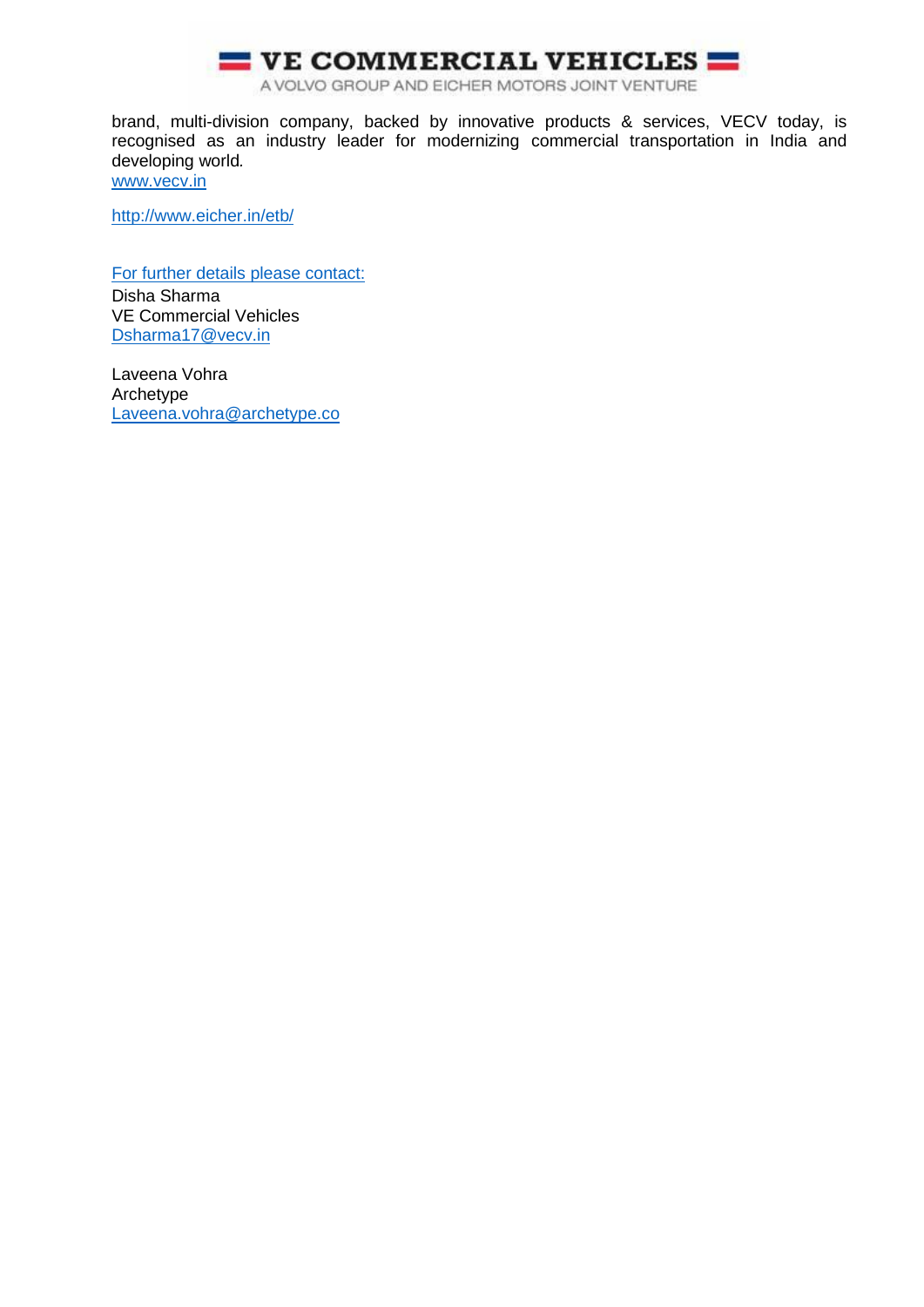brand, multi-division company, backed by innovative products & services, VECV today, is recognised as an industry leader for modernizing commercial transportation in India and developing world.
www.vecv.in

http://www.eicher.in/etb/

For further details please contact:
Disha Sharma
VE Commercial Vehicles
Dsharma17@vecv.in

Laveena Vohra
Archetype
Laveena.vohra@archetype.co